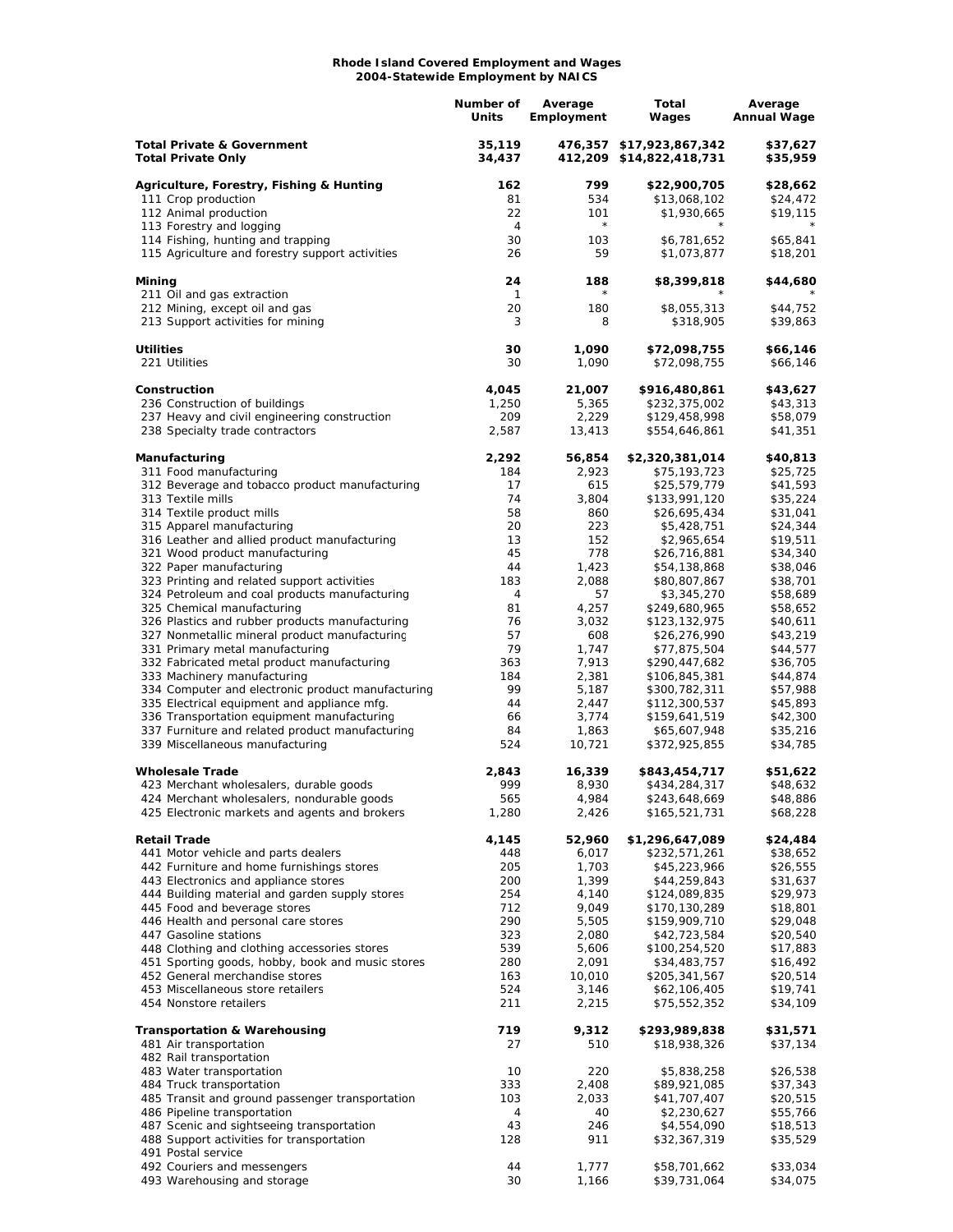**Rhode Island Covered Employment and Wages**
**2004-Statewide Employment by NAICS**

| | Number of Units | Average Employment | Total Wages | Average Annual Wage |
|---|---|---|---|---|
| **Total Private & Government** | **35,119** | **476,357** | **$17,923,867,342** | **$37,627** |
| **Total Private Only** | **34,437** | **412,209** | **$14,822,418,731** | **$35,959** |
| | | | | |
| **Agriculture, Forestry, Fishing & Hunting** | **162** | **799** | **$22,900,705** | **$28,662** |
| 111 Crop production | 81 | 534 | $13,068,102 | $24,472 |
| 112 Animal production | 22 | 101 | $1,930,665 | $19,115 |
| 113 Forestry and logging | 4 | * | * | * |
| 114 Fishing, hunting and trapping | 30 | 103 | $6,781,652 | $65,841 |
| 115 Agriculture and forestry support activities | 26 | 59 | $1,073,877 | $18,201 |
| | | | | |
| **Mining** | **24** | **188** | **$8,399,818** | **$44,680** |
| 211 Oil and gas extraction | 1 | * | * | * |
| 212 Mining, except oil and gas | 20 | 180 | $8,055,313 | $44,752 |
| 213 Support activities for mining | 3 | 8 | $318,905 | $39,863 |
| | | | | |
| **Utilities** | **30** | **1,090** | **$72,098,755** | **$66,146** |
| 221 Utilities | 30 | 1,090 | $72,098,755 | $66,146 |
| | | | | |
| **Construction** | **4,045** | **21,007** | **$916,480,861** | **$43,627** |
| 236 Construction of buildings | 1,250 | 5,365 | $232,375,002 | $43,313 |
| 237 Heavy and civil engineering construction | 209 | 2,229 | $129,458,998 | $58,079 |
| 238 Specialty trade contractors | 2,587 | 13,413 | $554,646,861 | $41,351 |
| | | | | |
| **Manufacturing** | **2,292** | **56,854** | **$2,320,381,014** | **$40,813** |
| 311 Food manufacturing | 184 | 2,923 | $75,193,723 | $25,725 |
| 312 Beverage and tobacco product manufacturing | 17 | 615 | $25,579,779 | $41,593 |
| 313 Textile mills | 74 | 3,804 | $133,991,120 | $35,224 |
| 314 Textile product mills | 58 | 860 | $26,695,434 | $31,041 |
| 315 Apparel manufacturing | 20 | 223 | $5,428,751 | $24,344 |
| 316 Leather and allied product manufacturing | 13 | 152 | $2,965,654 | $19,511 |
| 321 Wood product manufacturing | 45 | 778 | $26,716,881 | $34,340 |
| 322 Paper manufacturing | 44 | 1,423 | $54,138,868 | $38,046 |
| 323 Printing and related support activities | 183 | 2,088 | $80,807,867 | $38,701 |
| 324 Petroleum and coal products manufacturing | 4 | 57 | $3,345,270 | $58,689 |
| 325 Chemical manufacturing | 81 | 4,257 | $249,680,965 | $58,652 |
| 326 Plastics and rubber products manufacturing | 76 | 3,032 | $123,132,975 | $40,611 |
| 327 Nonmetallic mineral product manufacturing | 57 | 608 | $26,276,990 | $43,219 |
| 331 Primary metal manufacturing | 79 | 1,747 | $77,875,504 | $44,577 |
| 332 Fabricated metal product manufacturing | 363 | 7,913 | $290,447,682 | $36,705 |
| 333 Machinery manufacturing | 184 | 2,381 | $106,845,381 | $44,874 |
| 334 Computer and electronic product manufacturing | 99 | 5,187 | $300,782,311 | $57,988 |
| 335 Electrical equipment and appliance mfg. | 44 | 2,447 | $112,300,537 | $45,893 |
| 336 Transportation equipment manufacturing | 66 | 3,774 | $159,641,519 | $42,300 |
| 337 Furniture and related product manufacturing | 84 | 1,863 | $65,607,948 | $35,216 |
| 339 Miscellaneous manufacturing | 524 | 10,721 | $372,925,855 | $34,785 |
| | | | | |
| **Wholesale Trade** | **2,843** | **16,339** | **$843,454,717** | **$51,622** |
| 423 Merchant wholesalers, durable goods | 999 | 8,930 | $434,284,317 | $48,632 |
| 424 Merchant wholesalers, nondurable goods | 565 | 4,984 | $243,648,669 | $48,886 |
| 425 Electronic markets and agents and brokers | 1,280 | 2,426 | $165,521,731 | $68,228 |
| | | | | |
| **Retail Trade** | **4,145** | **52,960** | **$1,296,647,089** | **$24,484** |
| 441 Motor vehicle and parts dealers | 448 | 6,017 | $232,571,261 | $38,652 |
| 442 Furniture and home furnishings stores | 205 | 1,703 | $45,223,966 | $26,555 |
| 443 Electronics and appliance stores | 200 | 1,399 | $44,259,843 | $31,637 |
| 444 Building material and garden supply stores | 254 | 4,140 | $124,089,835 | $29,973 |
| 445 Food and beverage stores | 712 | 9,049 | $170,130,289 | $18,801 |
| 446 Health and personal care stores | 290 | 5,505 | $159,909,710 | $29,048 |
| 447 Gasoline stations | 323 | 2,080 | $42,723,584 | $20,540 |
| 448 Clothing and clothing accessories stores | 539 | 5,606 | $100,254,520 | $17,883 |
| 451 Sporting goods, hobby, book and music stores | 280 | 2,091 | $34,483,757 | $16,492 |
| 452 General merchandise stores | 163 | 10,010 | $205,341,567 | $20,514 |
| 453 Miscellaneous store retailers | 524 | 3,146 | $62,106,405 | $19,741 |
| 454 Nonstore retailers | 211 | 2,215 | $75,552,352 | $34,109 |
| | | | | |
| **Transportation & Warehousing** | **719** | **9,312** | **$293,989,838** | **$31,571** |
| 481 Air transportation | 27 | 510 | $18,938,326 | $37,134 |
| 482 Rail transportation | | | | |
| 483 Water transportation | 10 | 220 | $5,838,258 | $26,538 |
| 484 Truck transportation | 333 | 2,408 | $89,921,085 | $37,343 |
| 485 Transit and ground passenger transportation | 103 | 2,033 | $41,707,407 | $20,515 |
| 486 Pipeline transportation | 4 | 40 | $2,230,627 | $55,766 |
| 487 Scenic and sightseeing transportation | 43 | 246 | $4,554,090 | $18,513 |
| 488 Support activities for transportation | 128 | 911 | $32,367,319 | $35,529 |
| 491 Postal service | | | | |
| 492 Couriers and messengers | 44 | 1,777 | $58,701,662 | $33,034 |
| 493 Warehousing and storage | 30 | 1,166 | $39,731,064 | $34,075 |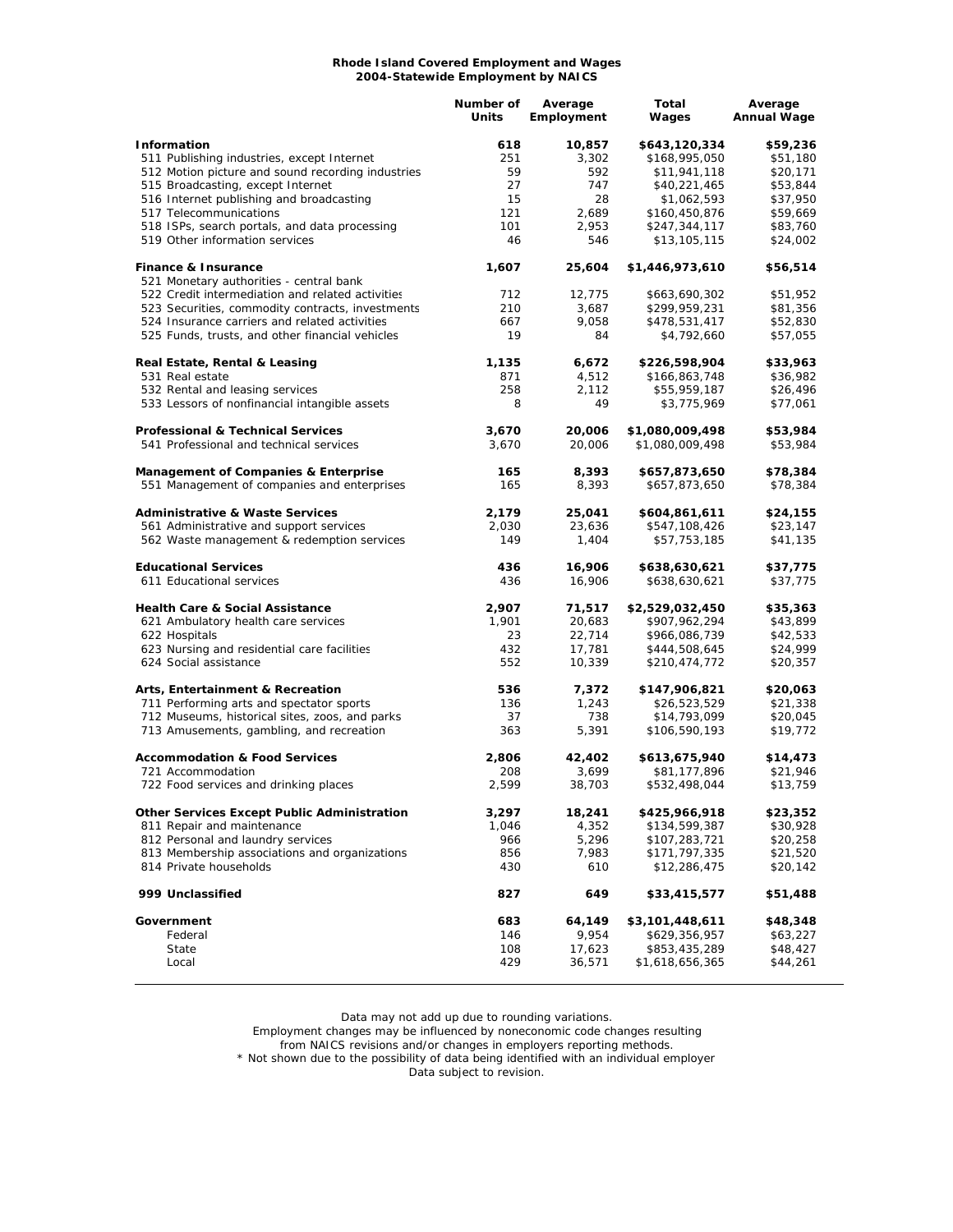**Rhode Island Covered Employment and Wages**
**2004-Statewide Employment by NAICS**

| | Number of Units | Average Employment | Total Wages | Average Annual Wage |
|---|---|---|---|---|
| **Information** | **618** | **10,857** | **$643,120,334** | **$59,236** |
| 511 Publishing industries, except Internet | 251 | 3,302 | $168,995,050 | $51,180 |
| 512 Motion picture and sound recording industries | 59 | 592 | $11,941,118 | $20,171 |
| 515 Broadcasting, except Internet | 27 | 747 | $40,221,465 | $53,844 |
| 516 Internet publishing and broadcasting | 15 | 28 | $1,062,593 | $37,950 |
| 517 Telecommunications | 121 | 2,689 | $160,450,876 | $59,669 |
| 518 ISPs, search portals, and data processing | 101 | 2,953 | $247,344,117 | $83,760 |
| 519 Other information services | 46 | 546 | $13,105,115 | $24,002 |
| **Finance & Insurance** | **1,607** | **25,604** | **$1,446,973,610** | **$56,514** |
| 521 Monetary authorities - central bank | | | | |
| 522 Credit intermediation and related activities | 712 | 12,775 | $663,690,302 | $51,952 |
| 523 Securities, commodity contracts, investments | 210 | 3,687 | $299,959,231 | $81,356 |
| 524 Insurance carriers and related activities | 667 | 9,058 | $478,531,417 | $52,830 |
| 525 Funds, trusts, and other financial vehicles | 19 | 84 | $4,792,660 | $57,055 |
| **Real Estate, Rental & Leasing** | **1,135** | **6,672** | **$226,598,904** | **$33,963** |
| 531 Real estate | 871 | 4,512 | $166,863,748 | $36,982 |
| 532 Rental and leasing services | 258 | 2,112 | $55,959,187 | $26,496 |
| 533 Lessors of nonfinancial intangible assets | 8 | 49 | $3,775,969 | $77,061 |
| **Professional & Technical Services** | **3,670** | **20,006** | **$1,080,009,498** | **$53,984** |
| 541 Professional and technical services | 3,670 | 20,006 | $1,080,009,498 | $53,984 |
| **Management of Companies & Enterprise** | **165** | **8,393** | **$657,873,650** | **$78,384** |
| 551 Management of companies and enterprises | 165 | 8,393 | $657,873,650 | $78,384 |
| **Administrative & Waste Services** | **2,179** | **25,041** | **$604,861,611** | **$24,155** |
| 561 Administrative and support services | 2,030 | 23,636 | $547,108,426 | $23,147 |
| 562 Waste management & redemption services | 149 | 1,404 | $57,753,185 | $41,135 |
| **Educational Services** | **436** | **16,906** | **$638,630,621** | **$37,775** |
| 611 Educational services | 436 | 16,906 | $638,630,621 | $37,775 |
| **Health Care & Social Assistance** | **2,907** | **71,517** | **$2,529,032,450** | **$35,363** |
| 621 Ambulatory health care services | 1,901 | 20,683 | $907,962,294 | $43,899 |
| 622 Hospitals | 23 | 22,714 | $966,086,739 | $42,533 |
| 623 Nursing and residential care facilities | 432 | 17,781 | $444,508,645 | $24,999 |
| 624 Social assistance | 552 | 10,339 | $210,474,772 | $20,357 |
| **Arts, Entertainment & Recreation** | **536** | **7,372** | **$147,906,821** | **$20,063** |
| 711 Performing arts and spectator sports | 136 | 1,243 | $26,523,529 | $21,338 |
| 712 Museums, historical sites, zoos, and parks | 37 | 738 | $14,793,099 | $20,045 |
| 713 Amusements, gambling, and recreation | 363 | 5,391 | $106,590,193 | $19,772 |
| **Accommodation & Food Services** | **2,806** | **42,402** | **$613,675,940** | **$14,473** |
| 721 Accommodation | 208 | 3,699 | $81,177,896 | $21,946 |
| 722 Food services and drinking places | 2,599 | 38,703 | $532,498,044 | $13,759 |
| **Other Services Except Public Administration** | **3,297** | **18,241** | **$425,966,918** | **$23,352** |
| 811 Repair and maintenance | 1,046 | 4,352 | $134,599,387 | $30,928 |
| 812 Personal and laundry services | 966 | 5,296 | $107,283,721 | $20,258 |
| 813 Membership associations and organizations | 856 | 7,983 | $171,797,335 | $21,520 |
| 814 Private households | 430 | 610 | $12,286,475 | $20,142 |
| **999 Unclassified** | **827** | **649** | **$33,415,577** | **$51,488** |
| **Government** | **683** | **64,149** | **$3,101,448,611** | **$48,348** |
| Federal | 146 | 9,954 | $629,356,957 | $63,227 |
| State | 108 | 17,623 | $853,435,289 | $48,427 |
| Local | 429 | 36,571 | $1,618,656,365 | $44,261 |

Data may not add up due to rounding variations.
Employment changes may be influenced by noneconomic code changes resulting from NAICS revisions and/or changes in employers reporting methods.
* Not shown due to the possibility of data being identified with an individual employer
Data subject to revision.